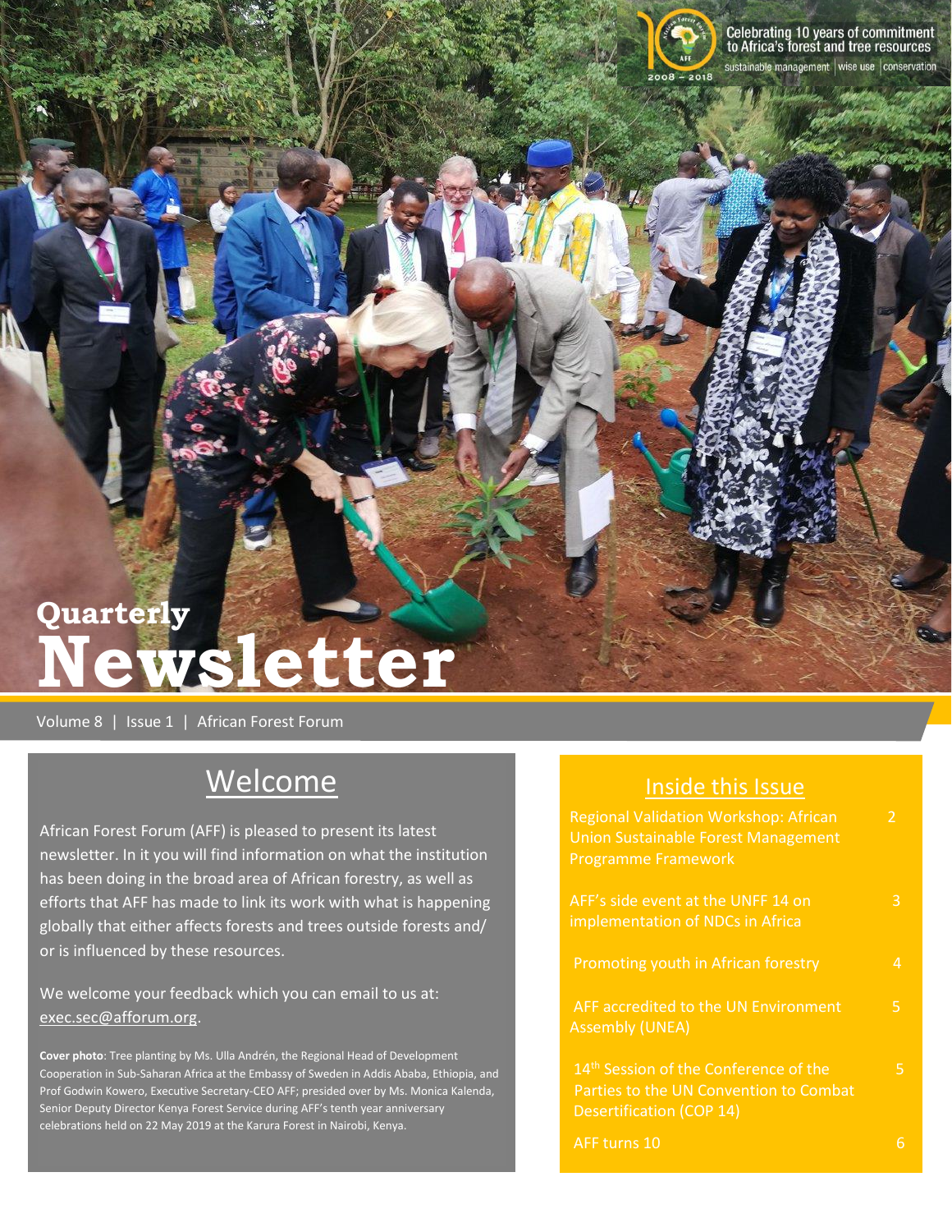Celebrating 10 years of commitment to Africa's forest and tree resources

sustainable management | wise use | conservation

2008 – 2018

# Quarterly Newsletter

Volume 8 | Issue 1 | African Forest Forum

## Welcome

African Forest Forum (AFF) is pleased to present its latest newsletter. In it you will find information on what the institution has been doing in the broad area of African forestry, as well as efforts that AFF has made to link its work with what is happening globally that either affects forests and trees outside forests and/ or is influenced by these resources.

We welcome your feedback which you can email to us at: exec.sec@afforum.org.

**Cover photo**: Tree planting by Ms. Ulla Andrén, the Regional Head of Development Cooperation in Sub-Saharan Africa at the Embassy of Sweden in Addis Ababa, Ethiopia, and Prof Godwin Kowero, Executive Secretary-CEO AFF; presided over by Ms. Monica Kalenda, Senior Deputy Director Kenya Forest Service during AFF's tenth year anniversary celebrations held on 22 May 2019 at the Karura Forest in Nairobi, Kenya.

## Inside this Issue

| | |
|---|---|
| Regional Validation Workshop: African Union Sustainable Forest Management Programme Framework | 2 |
| AFF's side event at the UNFF 14 on implementation of NDCs in Africa | 3 |
| Promoting youth in African forestry | 4 |
| AFF accredited to the UN Environment Assembly (UNEA) | 5 |
| 14th Session of the Conference of the Parties to the UN Convention to Combat Desertification (COP 14) | 5 |
| AFF turns 10 | 6 |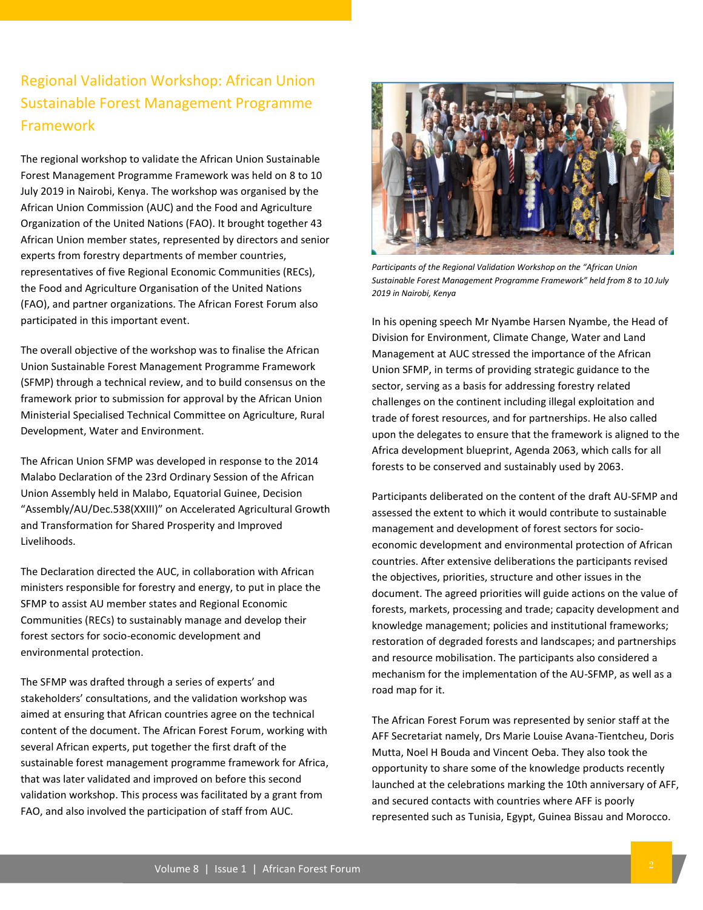# Regional Validation Workshop: African Union Sustainable Forest Management Programme Framework

The regional workshop to validate the African Union Sustainable Forest Management Programme Framework was held on 8 to 10 July 2019 in Nairobi, Kenya. The workshop was organised by the African Union Commission (AUC) and the Food and Agriculture Organization of the United Nations (FAO). It brought together 43 African Union member states, represented by directors and senior experts from forestry departments of member countries, representatives of five Regional Economic Communities (RECs), the Food and Agriculture Organisation of the United Nations (FAO), and partner organizations. The African Forest Forum also participated in this important event.

The overall objective of the workshop was to finalise the African Union Sustainable Forest Management Programme Framework (SFMP) through a technical review, and to build consensus on the framework prior to submission for approval by the African Union Ministerial Specialised Technical Committee on Agriculture, Rural Development, Water and Environment.

The African Union SFMP was developed in response to the 2014 Malabo Declaration of the 23rd Ordinary Session of the African Union Assembly held in Malabo, Equatorial Guinee, Decision "Assembly/AU/Dec.538(XXIII)" on Accelerated Agricultural Growth and Transformation for Shared Prosperity and Improved Livelihoods.

The Declaration directed the AUC, in collaboration with African ministers responsible for forestry and energy, to put in place the SFMP to assist AU member states and Regional Economic Communities (RECs) to sustainably manage and develop their forest sectors for socio-economic development and environmental protection.

The SFMP was drafted through a series of experts' and stakeholders' consultations, and the validation workshop was aimed at ensuring that African countries agree on the technical content of the document. The African Forest Forum, working with several African experts, put together the first draft of the sustainable forest management programme framework for Africa, that was later validated and improved on before this second validation workshop. This process was facilitated by a grant from FAO, and also involved the participation of staff from AUC.

*Participants of the Regional Validation Workshop on the "African Union Sustainable Forest Management Programme Framework" held from 8 to 10 July 2019 in Nairobi, Kenya*

In his opening speech Mr Nyambe Harsen Nyambe, the Head of Division for Environment, Climate Change, Water and Land Management at AUC stressed the importance of the African Union SFMP, in terms of providing strategic guidance to the sector, serving as a basis for addressing forestry related challenges on the continent including illegal exploitation and trade of forest resources, and for partnerships. He also called upon the delegates to ensure that the framework is aligned to the Africa development blueprint, Agenda 2063, which calls for all forests to be conserved and sustainably used by 2063.

Participants deliberated on the content of the draft AU-SFMP and assessed the extent to which it would contribute to sustainable management and development of forest sectors for socio-economic development and environmental protection of African countries. After extensive deliberations the participants revised the objectives, priorities, structure and other issues in the document. The agreed priorities will guide actions on the value of forests, markets, processing and trade; capacity development and knowledge management; policies and institutional frameworks; restoration of degraded forests and landscapes; and partnerships and resource mobilisation. The participants also considered a mechanism for the implementation of the AU-SFMP, as well as a road map for it.

The African Forest Forum was represented by senior staff at the AFF Secretariat namely, Drs Marie Louise Avana-Tientcheu, Doris Mutta, Noel H Bouda and Vincent Oeba. They also took the opportunity to share some of the knowledge products recently launched at the celebrations marking the 10th anniversary of AFF, and secured contacts with countries where AFF is poorly represented such as Tunisia, Egypt, Guinea Bissau and Morocco.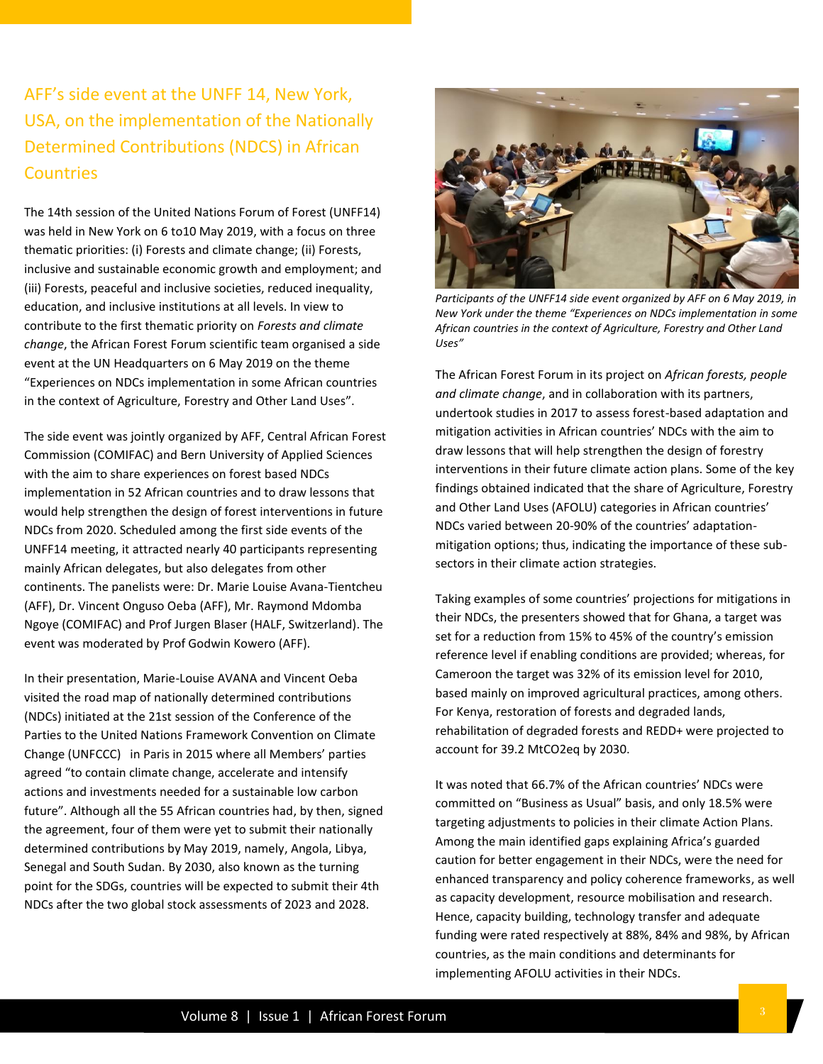## AFF's side event at the UNFF 14, New York, USA, on the implementation of the Nationally Determined Contributions (NDCS) in African Countries

The 14th session of the United Nations Forum of Forest (UNFF14) was held in New York on 6 to10 May 2019, with a focus on three thematic priorities: (i) Forests and climate change; (ii) Forests, inclusive and sustainable economic growth and employment; and (iii) Forests, peaceful and inclusive societies, reduced inequality, education, and inclusive institutions at all levels. In view to contribute to the first thematic priority on *Forests and climate change*, the African Forest Forum scientific team organised a side event at the UN Headquarters on 6 May 2019 on the theme "Experiences on NDCs implementation in some African countries in the context of Agriculture, Forestry and Other Land Uses".

The side event was jointly organized by AFF, Central African Forest Commission (COMIFAC) and Bern University of Applied Sciences with the aim to share experiences on forest based NDCs implementation in 52 African countries and to draw lessons that would help strengthen the design of forest interventions in future NDCs from 2020. Scheduled among the first side events of the UNFF14 meeting, it attracted nearly 40 participants representing mainly African delegates, but also delegates from other continents. The panelists were: Dr. Marie Louise Avana-Tientcheu (AFF), Dr. Vincent Onguso Oeba (AFF), Mr. Raymond Mdomba Ngoye (COMIFAC) and Prof Jurgen Blaser (HALF, Switzerland). The event was moderated by Prof Godwin Kowero (AFF).

In their presentation, Marie-Louise AVANA and Vincent Oeba visited the road map of nationally determined contributions (NDCs) initiated at the 21st session of the Conference of the Parties to the United Nations Framework Convention on Climate Change (UNFCCC) in Paris in 2015 where all Members' parties agreed "to contain climate change, accelerate and intensify actions and investments needed for a sustainable low carbon future". Although all the 55 African countries had, by then, signed the agreement, four of them were yet to submit their nationally determined contributions by May 2019, namely, Angola, Libya, Senegal and South Sudan. By 2030, also known as the turning point for the SDGs, countries will be expected to submit their 4th NDCs after the two global stock assessments of 2023 and 2028.

*Participants of the UNFF14 side event organized by AFF on 6 May 2019, in New York under the theme "Experiences on NDCs implementation in some African countries in the context of Agriculture, Forestry and Other Land Uses"*

The African Forest Forum in its project on *African forests, people and climate change*, and in collaboration with its partners, undertook studies in 2017 to assess forest-based adaptation and mitigation activities in African countries' NDCs with the aim to draw lessons that will help strengthen the design of forestry interventions in their future climate action plans. Some of the key findings obtained indicated that the share of Agriculture, Forestry and Other Land Uses (AFOLU) categories in African countries' NDCs varied between 20-90% of the countries' adaptation-mitigation options; thus, indicating the importance of these sub-sectors in their climate action strategies.

Taking examples of some countries' projections for mitigations in their NDCs, the presenters showed that for Ghana, a target was set for a reduction from 15% to 45% of the country's emission reference level if enabling conditions are provided; whereas, for Cameroon the target was 32% of its emission level for 2010, based mainly on improved agricultural practices, among others. For Kenya, restoration of forests and degraded lands, rehabilitation of degraded forests and REDD+ were projected to account for 39.2 MtCO2eq by 2030.

It was noted that 66.7% of the African countries' NDCs were committed on "Business as Usual" basis, and only 18.5% were targeting adjustments to policies in their climate Action Plans. Among the main identified gaps explaining Africa's guarded caution for better engagement in their NDCs, were the need for enhanced transparency and policy coherence frameworks, as well as capacity development, resource mobilisation and research. Hence, capacity building, technology transfer and adequate funding were rated respectively at 88%, 84% and 98%, by African countries, as the main conditions and determinants for implementing AFOLU activities in their NDCs.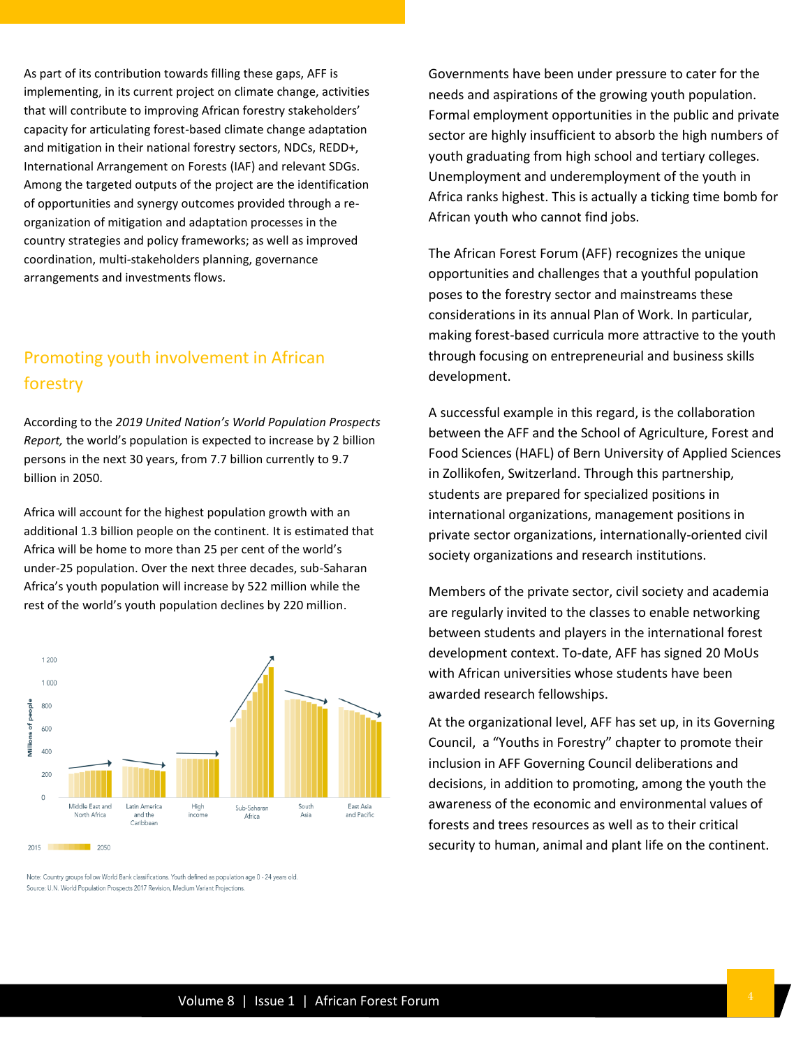As part of its contribution towards filling these gaps, AFF is implementing, in its current project on climate change, activities that will contribute to improving African forestry stakeholders' capacity for articulating forest-based climate change adaptation and mitigation in their national forestry sectors, NDCs, REDD+, International Arrangement on Forests (IAF) and relevant SDGs. Among the targeted outputs of the project are the identification of opportunities and synergy outcomes provided through a re-organization of mitigation and adaptation processes in the country strategies and policy frameworks; as well as improved coordination, multi-stakeholders planning, governance arrangements and investments flows.

## Promoting youth involvement in African forestry

According to the *2019 United Nation's World Population Prospects Report,* the world's population is expected to increase by 2 billion persons in the next 30 years, from 7.7 billion currently to 9.7 billion in 2050.

Africa will account for the highest population growth with an additional 1.3 billion people on the continent. It is estimated that Africa will be home to more than 25 per cent of the world's under-25 population. Over the next three decades, sub-Saharan Africa's youth population will increase by 522 million while the rest of the world's youth population declines by 220 million.

Note: Country groups follow World Bank classifications. Youth defined as population age 0 - 24 years old.
Source: U.N. World Population Prospects 2017 Revision, Medium Variant Projections.

Governments have been under pressure to cater for the needs and aspirations of the growing youth population. Formal employment opportunities in the public and private sector are highly insufficient to absorb the high numbers of youth graduating from high school and tertiary colleges. Unemployment and underemployment of the youth in Africa ranks highest. This is actually a ticking time bomb for African youth who cannot find jobs.

The African Forest Forum (AFF) recognizes the unique opportunities and challenges that a youthful population poses to the forestry sector and mainstreams these considerations in its annual Plan of Work. In particular, making forest-based curricula more attractive to the youth through focusing on entrepreneurial and business skills development.

A successful example in this regard, is the collaboration between the AFF and the School of Agriculture, Forest and Food Sciences (HAFL) of Bern University of Applied Sciences in Zollikofen, Switzerland. Through this partnership, students are prepared for specialized positions in international organizations, management positions in private sector organizations, internationally-oriented civil society organizations and research institutions.

Members of the private sector, civil society and academia are regularly invited to the classes to enable networking between students and players in the international forest development context. To-date, AFF has signed 20 MoUs with African universities whose students have been awarded research fellowships.

At the organizational level, AFF has set up, in its Governing Council, a "Youths in Forestry" chapter to promote their inclusion in AFF Governing Council deliberations and decisions, in addition to promoting, among the youth the awareness of the economic and environmental values of forests and trees resources as well as to their critical security to human, animal and plant life on the continent.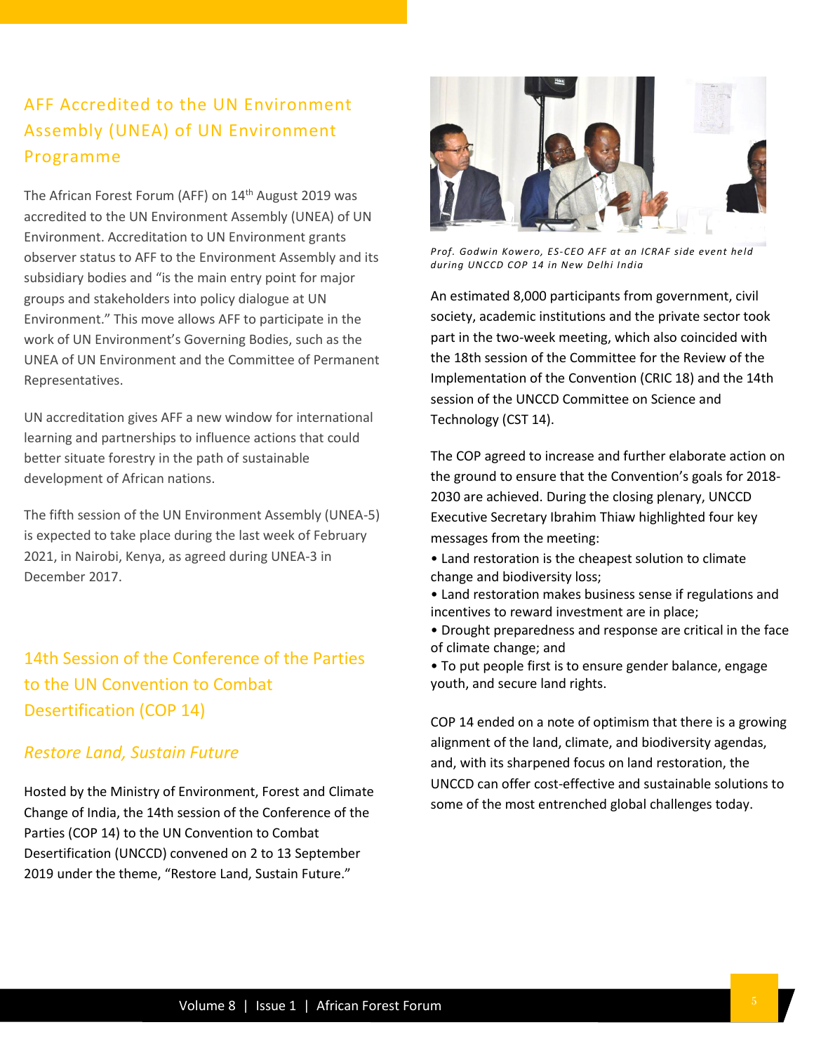## AFF Accredited to the UN Environment Assembly (UNEA) of UN Environment Programme

The African Forest Forum (AFF) on 14th August 2019 was accredited to the UN Environment Assembly (UNEA) of UN Environment. Accreditation to UN Environment grants observer status to AFF to the Environment Assembly and its subsidiary bodies and "is the main entry point for major groups and stakeholders into policy dialogue at UN Environment." This move allows AFF to participate in the work of UN Environment's Governing Bodies, such as the UNEA of UN Environment and the Committee of Permanent Representatives.

UN accreditation gives AFF a new window for international learning and partnerships to influence actions that could better situate forestry in the path of sustainable development of African nations.

The fifth session of the UN Environment Assembly (UNEA-5) is expected to take place during the last week of February 2021, in Nairobi, Kenya, as agreed during UNEA-3 in December 2017.

## 14th Session of the Conference of the Parties to the UN Convention to Combat Desertification (COP 14)

### *Restore Land, Sustain Future*

Hosted by the Ministry of Environment, Forest and Climate Change of India, the 14th session of the Conference of the Parties (COP 14) to the UN Convention to Combat Desertification (UNCCD) convened on 2 to 13 September 2019 under the theme, "Restore Land, Sustain Future."

*Prof. Godwin Kowero, ES-CEO AFF at an ICRAF side event held during UNCCD COP 14 in New Delhi India*

An estimated 8,000 participants from government, civil society, academic institutions and the private sector took part in the two-week meeting, which also coincided with the 18th session of the Committee for the Review of the Implementation of the Convention (CRIC 18) and the 14th session of the UNCCD Committee on Science and Technology (CST 14).

The COP agreed to increase and further elaborate action on the ground to ensure that the Convention's goals for 2018-2030 are achieved. During the closing plenary, UNCCD Executive Secretary Ibrahim Thiaw highlighted four key messages from the meeting:

- Land restoration is the cheapest solution to climate change and biodiversity loss;
- Land restoration makes business sense if regulations and incentives to reward investment are in place;
- Drought preparedness and response are critical in the face of climate change; and
- To put people first is to ensure gender balance, engage youth, and secure land rights.

COP 14 ended on a note of optimism that there is a growing alignment of the land, climate, and biodiversity agendas, and, with its sharpened focus on land restoration, the UNCCD can offer cost-effective and sustainable solutions to some of the most entrenched global challenges today.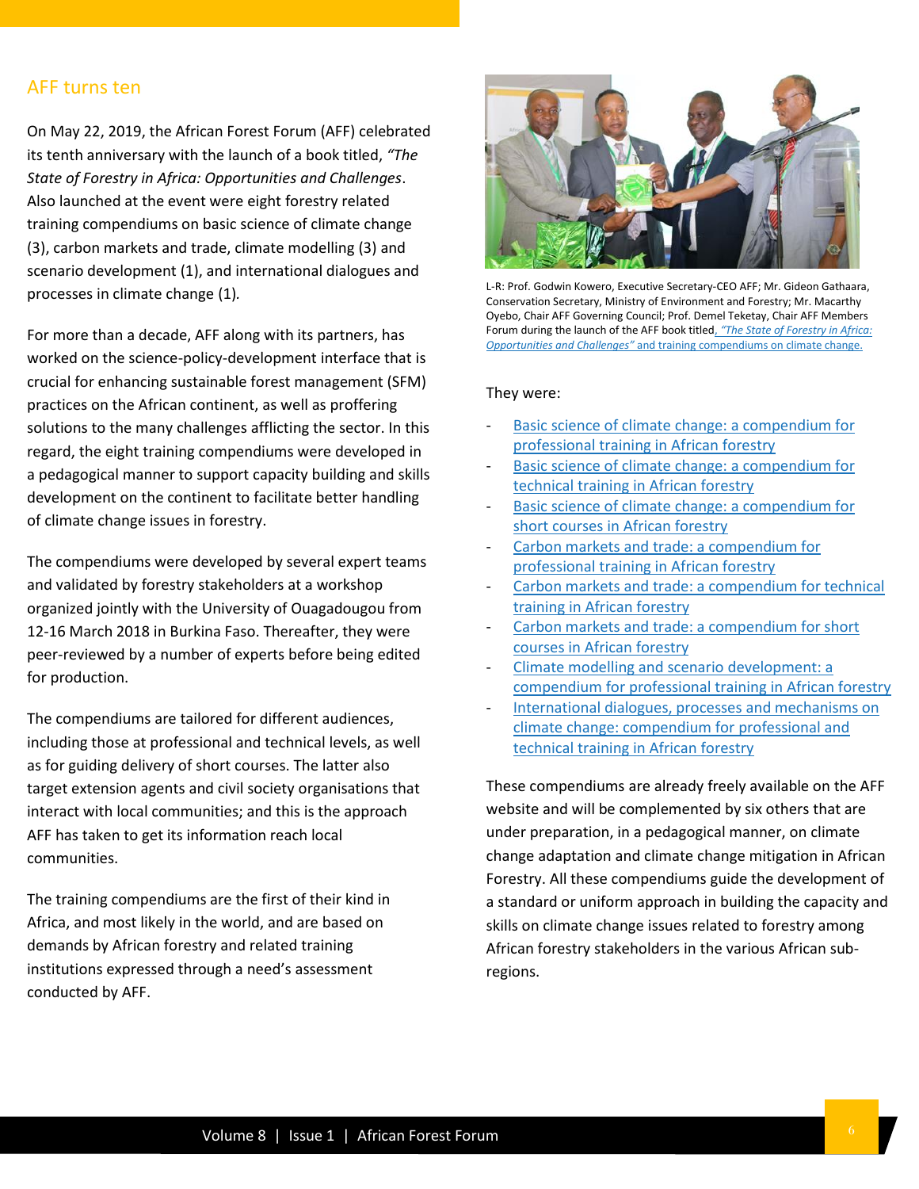## AFF turns ten

On May 22, 2019, the African Forest Forum (AFF) celebrated its tenth anniversary with the launch of a book titled, *"The State of Forestry in Africa: Opportunities and Challenges*. Also launched at the event were eight forestry related training compendiums on basic science of climate change (3), carbon markets and trade, climate modelling (3) and scenario development (1), and international dialogues and processes in climate change (1).

For more than a decade, AFF along with its partners, has worked on the science-policy-development interface that is crucial for enhancing sustainable forest management (SFM) practices on the African continent, as well as proffering solutions to the many challenges afflicting the sector. In this regard, the eight training compendiums were developed in a pedagogical manner to support capacity building and skills development on the continent to facilitate better handling of climate change issues in forestry.

The compendiums were developed by several expert teams and validated by forestry stakeholders at a workshop organized jointly with the University of Ouagadougou from 12-16 March 2018 in Burkina Faso. Thereafter, they were peer-reviewed by a number of experts before being edited for production.

The compendiums are tailored for different audiences, including those at professional and technical levels, as well as for guiding delivery of short courses. The latter also target extension agents and civil society organisations that interact with local communities; and this is the approach AFF has taken to get its information reach local communities.

The training compendiums are the first of their kind in Africa, and most likely in the world, and are based on demands by African forestry and related training institutions expressed through a need's assessment conducted by AFF.

L-R: Prof. Godwin Kowero, Executive Secretary-CEO AFF; Mr. Gideon Gathaara, Conservation Secretary, Ministry of Environment and Forestry; Mr. Macarthy Oyebo, Chair AFF Governing Council; Prof. Demel Teketay, Chair AFF Members Forum during the launch of the AFF book titled, *"The State of Forestry in Africa: Opportunities and Challenges"* and training compendiums on climate change.

They were:

- Basic science of climate change: a compendium for professional training in African forestry
- Basic science of climate change: a compendium for technical training in African forestry
- Basic science of climate change: a compendium for short courses in African forestry
- Carbon markets and trade: a compendium for professional training in African forestry
- Carbon markets and trade: a compendium for technical training in African forestry
- Carbon markets and trade: a compendium for short courses in African forestry
- Climate modelling and scenario development: a compendium for professional training in African forestry
- International dialogues, processes and mechanisms on climate change: compendium for professional and technical training in African forestry

These compendiums are already freely available on the AFF website and will be complemented by six others that are under preparation, in a pedagogical manner, on climate change adaptation and climate change mitigation in African Forestry. All these compendiums guide the development of a standard or uniform approach in building the capacity and skills on climate change issues related to forestry among African forestry stakeholders in the various African sub-regions.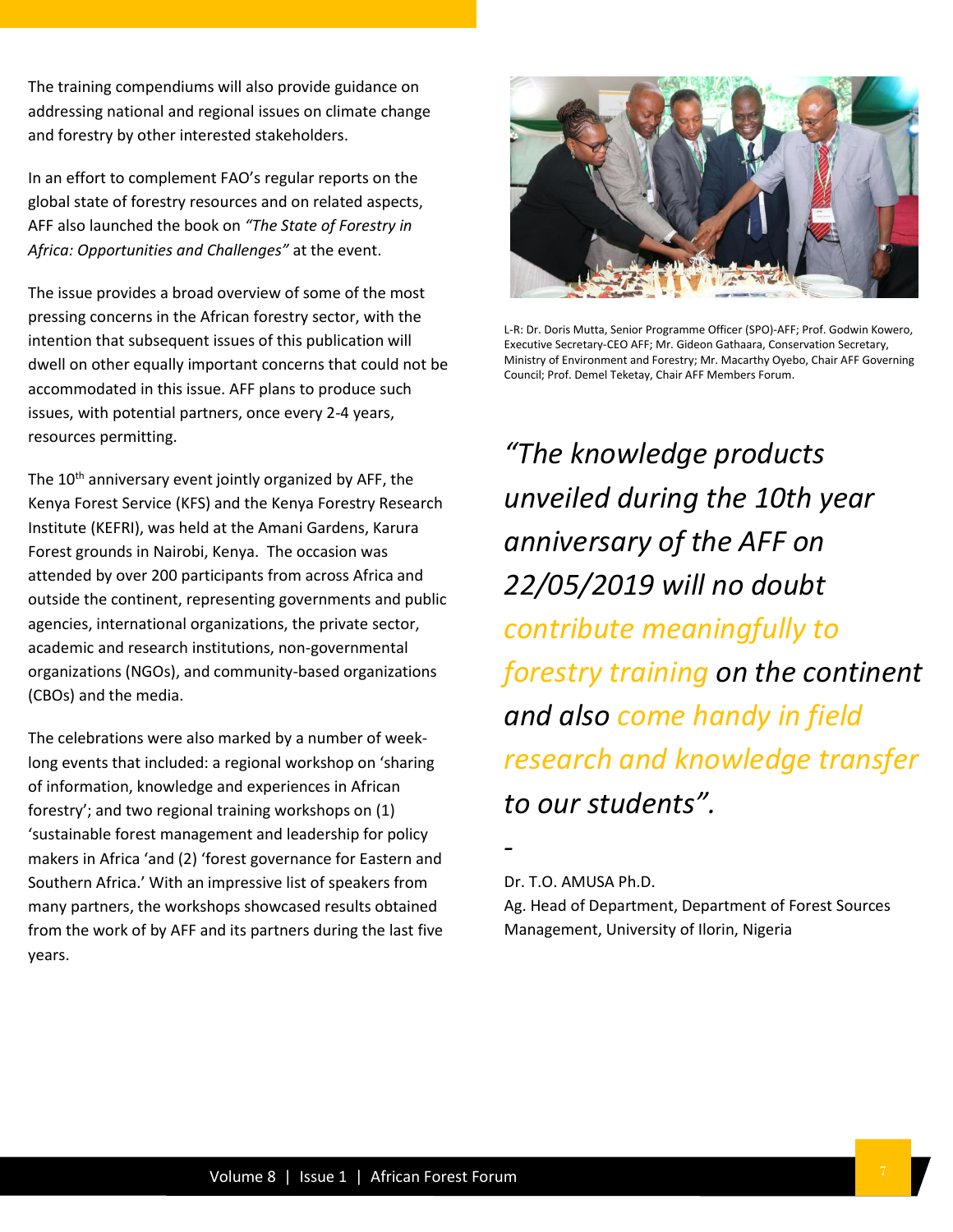The training compendiums will also provide guidance on addressing national and regional issues on climate change and forestry by other interested stakeholders.

In an effort to complement FAO's regular reports on the global state of forestry resources and on related aspects, AFF also launched the book on *"The State of Forestry in Africa: Opportunities and Challenges"* at the event.

The issue provides a broad overview of some of the most pressing concerns in the African forestry sector, with the intention that subsequent issues of this publication will dwell on other equally important concerns that could not be accommodated in this issue. AFF plans to produce such issues, with potential partners, once every 2-4 years, resources permitting.

The 10th anniversary event jointly organized by AFF, the Kenya Forest Service (KFS) and the Kenya Forestry Research Institute (KEFRI), was held at the Amani Gardens, Karura Forest grounds in Nairobi, Kenya. The occasion was attended by over 200 participants from across Africa and outside the continent, representing governments and public agencies, international organizations, the private sector, academic and research institutions, non-governmental organizations (NGOs), and community-based organizations (CBOs) and the media.

The celebrations were also marked by a number of week-long events that included: a regional workshop on 'sharing of information, knowledge and experiences in African forestry'; and two regional training workshops on (1) 'sustainable forest management and leadership for policy makers in Africa 'and (2) 'forest governance for Eastern and Southern Africa.' With an impressive list of speakers from many partners, the workshops showcased results obtained from the work of by AFF and its partners during the last five years.

L-R: Dr. Doris Mutta, Senior Programme Officer (SPO)-AFF; Prof. Godwin Kowero, Executive Secretary-CEO AFF; Mr. Gideon Gathaara, Conservation Secretary, Ministry of Environment and Forestry; Mr. Macarthy Oyebo, Chair AFF Governing Council; Prof. Demel Teketay, Chair AFF Members Forum.

*"The knowledge products unveiled during the 10th year anniversary of the AFF on 22/05/2019 will no doubt contribute meaningfully to forestry training on the continent and also come handy in field research and knowledge transfer to our students".*

-

Dr. T.O. AMUSA Ph.D.
Ag. Head of Department, Department of Forest Sources Management, University of Ilorin, Nigeria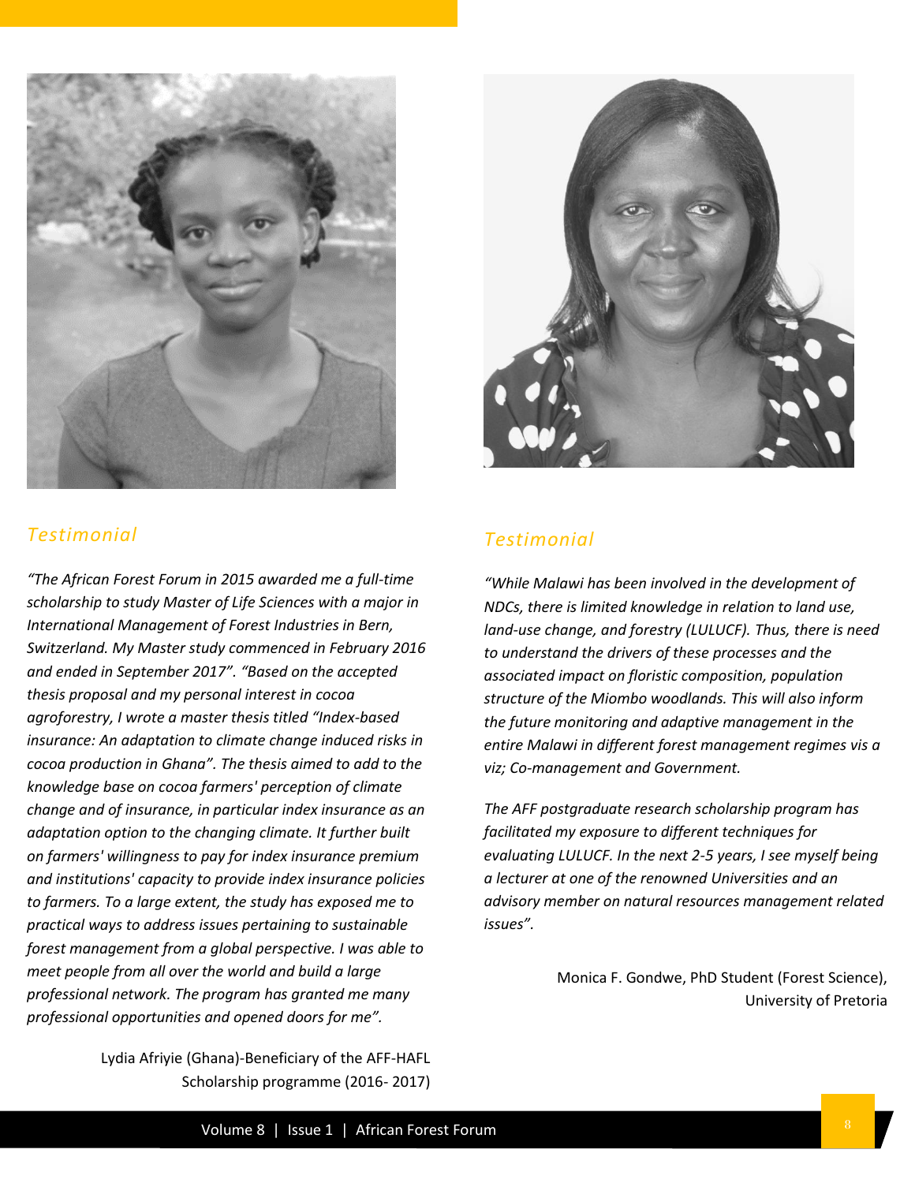## *Testimonial*

*"The African Forest Forum in 2015 awarded me a full-time scholarship to study Master of Life Sciences with a major in International Management of Forest Industries in Bern, Switzerland. My Master study commenced in February 2016 and ended in September 2017". "Based on the accepted thesis proposal and my personal interest in cocoa agroforestry, I wrote a master thesis titled "Index-based insurance: An adaptation to climate change induced risks in cocoa production in Ghana". The thesis aimed to add to the knowledge base on cocoa farmers' perception of climate change and of insurance, in particular index insurance as an adaptation option to the changing climate. It further built on farmers' willingness to pay for index insurance premium and institutions' capacity to provide index insurance policies to farmers. To a large extent, the study has exposed me to practical ways to address issues pertaining to sustainable forest management from a global perspective. I was able to meet people from all over the world and build a large professional network. The program has granted me many professional opportunities and opened doors for me".*

Lydia Afriyie (Ghana)-Beneficiary of the AFF-HAFL Scholarship programme (2016- 2017)

## *Testimonial*

*"While Malawi has been involved in the development of NDCs, there is limited knowledge in relation to land use, land-use change, and forestry (LULUCF). Thus, there is need to understand the drivers of these processes and the associated impact on floristic composition, population structure of the Miombo woodlands. This will also inform the future monitoring and adaptive management in the entire Malawi in different forest management regimes vis a viz; Co-management and Government.*

*The AFF postgraduate research scholarship program has facilitated my exposure to different techniques for evaluating LULUCF. In the next 2-5 years, I see myself being a lecturer at one of the renowned Universities and an advisory member on natural resources management related issues".*

Monica F. Gondwe, PhD Student (Forest Science), University of Pretoria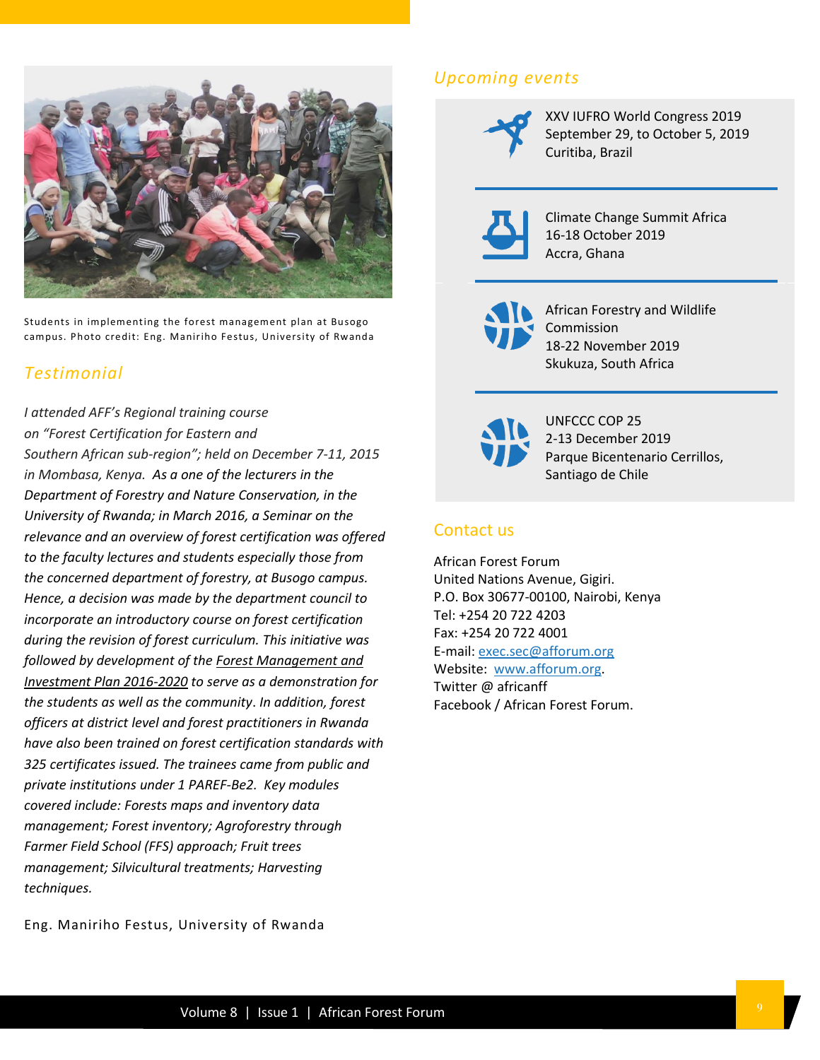Students in implementing the forest management plan at Busogo campus. Photo credit: Eng. Maniriho Festus, University of Rwanda

## Testimonial

*I attended AFF's Regional training course on "Forest Certification for Eastern and Southern African sub-region"; held on December 7-11, 2015 in Mombasa, Kenya. As a one of the lecturers in the Department of Forestry and Nature Conservation, in the University of Rwanda; in March 2016, a Seminar on the relevance and an overview of forest certification was offered to the faculty lectures and students especially those from the concerned department of forestry, at Busogo campus. Hence, a decision was made by the department council to incorporate an introductory course on forest certification during the revision of forest curriculum. This initiative was followed by development of the Forest Management and Investment Plan 2016-2020 to serve as a demonstration for the students as well as the community. In addition, forest officers at district level and forest practitioners in Rwanda have also been trained on forest certification standards with 325 certificates issued. The trainees came from public and private institutions under 1 PAREF-Be2. Key modules covered include: Forests maps and inventory data management; Forest inventory; Agroforestry through Farmer Field School (FFS) approach; Fruit trees management; Silvicultural treatments; Harvesting techniques.*

Eng. Maniriho Festus, University of Rwanda

## Upcoming events

XXV IUFRO World Congress 2019
September 29, to October 5, 2019
Curitiba, Brazil

Climate Change Summit Africa
16-18 October 2019
Accra, Ghana

African Forestry and Wildlife Commission
18-22 November 2019
Skukuza, South Africa

UNFCCC COP 25
2-13 December 2019
Parque Bicentenario Cerrillos, Santiago de Chile

## Contact us

African Forest Forum
United Nations Avenue, Gigiri.
P.O. Box 30677-00100, Nairobi, Kenya
Tel: +254 20 722 4203
Fax: +254 20 722 4001
E-mail: exec.sec@afforum.org
Website: www.afforum.org.
Twitter @ africanff
Facebook / African Forest Forum.